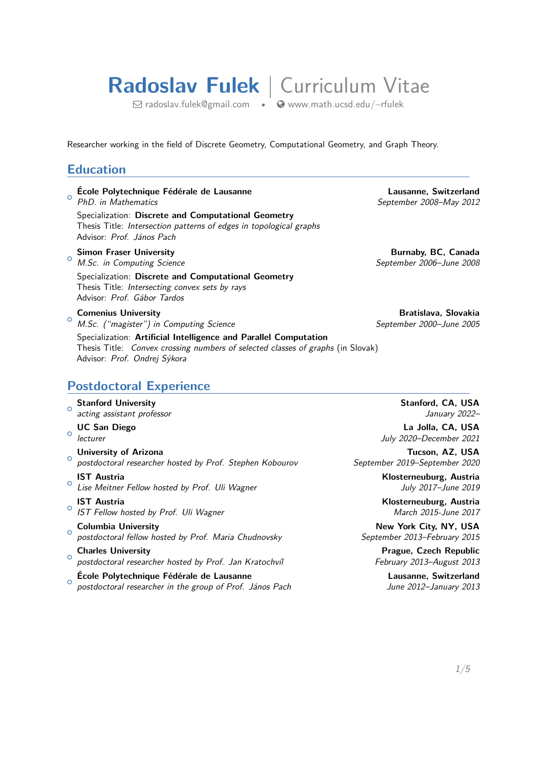# Radoslav Fulek | Curriculum Vitae

radoslav.fulek@gmail.com • www.math.ucsd.edu/~rfulek

Researcher working in the field of Discrete Geometry, Computational Geometry, and Graph Theory.

## Education

- **École Polytechnique Fédérale de Lausanne** — **Lausanne, Switzerland**
  *PhD. in Mathematics* — *September 2008–May 2012*
  Specialization: **Discrete and Computational Geometry**
  Thesis Title: *Intersection patterns of edges in topological graphs*
  Advisor: *Prof. János Pach*

- **Simon Fraser University** — **Burnaby, BC, Canada**
  *M.Sc. in Computing Science* — *September 2006–June 2008*
  Specialization: **Discrete and Computational Geometry**
  Thesis Title: *Intersecting convex sets by rays*
  Advisor: *Prof. Gábor Tardos*

- **Comenius University** — **Bratislava, Slovakia**
  *M.Sc. ("magister") in Computing Science* — *September 2000–June 2005*
  Specialization: **Artificial Intelligence and Parallel Computation**
  Thesis Title: *Convex crossing numbers of selected classes of graphs* (in Slovak)
  Advisor: *Prof. Ondrej Sýkora*

## Postdoctoral Experience

- **Stanford University** — **Stanford, CA, USA**
  *acting assistant professor* — *January 2022–*

- **UC San Diego** — **La Jolla, CA, USA**
  *lecturer* — *July 2020–December 2021*

- **University of Arizona** — **Tucson, AZ, USA**
  *postdoctoral researcher hosted by Prof. Stephen Kobourov* — *September 2019–September 2020*

- **IST Austria** — **Klosterneuburg, Austria**
  *Lise Meitner Fellow hosted by Prof. Uli Wagner* — *July 2017–June 2019*

- **IST Austria** — **Klosterneuburg, Austria**
  *IST Fellow hosted by Prof. Uli Wagner* — *March 2015-June 2017*

- **Columbia University** — **New York City, NY, USA**
  *postdoctoral fellow hosted by Prof. Maria Chudnovsky* — *September 2013–February 2015*

- **Charles University** — **Prague, Czech Republic**
  *postdoctoral researcher hosted by Prof. Jan Kratochvíl* — *February 2013–August 2013*

- **École Polytechnique Fédérale de Lausanne** — **Lausanne, Switzerland**
  *postdoctoral researcher in the group of Prof. János Pach* — *June 2012–January 2013*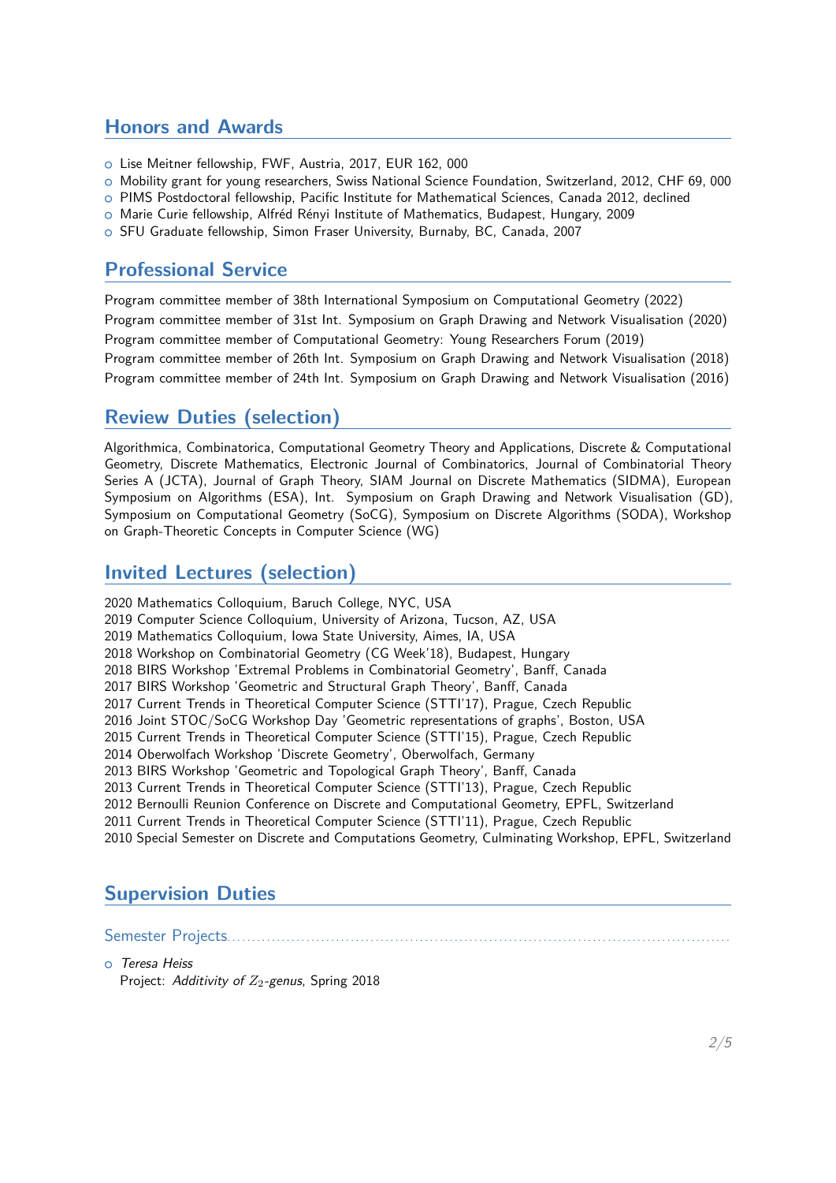## Honors and Awards

- Lise Meitner fellowship, FWF, Austria, 2017, EUR 162, 000
- Mobility grant for young researchers, Swiss National Science Foundation, Switzerland, 2012, CHF 69, 000
- PIMS Postdoctoral fellowship, Pacific Institute for Mathematical Sciences, Canada 2012, declined
- Marie Curie fellowship, Alfréd Rényi Institute of Mathematics, Budapest, Hungary, 2009
- SFU Graduate fellowship, Simon Fraser University, Burnaby, BC, Canada, 2007

## Professional Service

Program committee member of 38th International Symposium on Computational Geometry (2022)
Program committee member of 31st Int. Symposium on Graph Drawing and Network Visualisation (2020)
Program committee member of Computational Geometry: Young Researchers Forum (2019)
Program committee member of 26th Int. Symposium on Graph Drawing and Network Visualisation (2018)
Program committee member of 24th Int. Symposium on Graph Drawing and Network Visualisation (2016)

## Review Duties (selection)

Algorithmica, Combinatorica, Computational Geometry Theory and Applications, Discrete & Computational Geometry, Discrete Mathematics, Electronic Journal of Combinatorics, Journal of Combinatorial Theory Series A (JCTA), Journal of Graph Theory, SIAM Journal on Discrete Mathematics (SIDMA), European Symposium on Algorithms (ESA), Int. Symposium on Graph Drawing and Network Visualisation (GD), Symposium on Computational Geometry (SoCG), Symposium on Discrete Algorithms (SODA), Workshop on Graph-Theoretic Concepts in Computer Science (WG)

## Invited Lectures (selection)

2020 Mathematics Colloquium, Baruch College, NYC, USA
2019 Computer Science Colloquium, University of Arizona, Tucson, AZ, USA
2019 Mathematics Colloquium, Iowa State University, Aimes, IA, USA
2018 Workshop on Combinatorial Geometry (CG Week'18), Budapest, Hungary
2018 BIRS Workshop 'Extremal Problems in Combinatorial Geometry', Banff, Canada
2017 BIRS Workshop 'Geometric and Structural Graph Theory', Banff, Canada
2017 Current Trends in Theoretical Computer Science (STTI'17), Prague, Czech Republic
2016 Joint STOC/SoCG Workshop Day 'Geometric representations of graphs', Boston, USA
2015 Current Trends in Theoretical Computer Science (STTI'15), Prague, Czech Republic
2014 Oberwolfach Workshop 'Discrete Geometry', Oberwolfach, Germany
2013 BIRS Workshop 'Geometric and Topological Graph Theory', Banff, Canada
2013 Current Trends in Theoretical Computer Science (STTI'13), Prague, Czech Republic
2012 Bernoulli Reunion Conference on Discrete and Computational Geometry, EPFL, Switzerland
2011 Current Trends in Theoretical Computer Science (STTI'11), Prague, Czech Republic
2010 Special Semester on Discrete and Computations Geometry, Culminating Workshop, EPFL, Switzerland

## Supervision Duties

### Semester Projects

- *Teresa Heiss*
  Project: *Additivity of $Z_2$-genus*, Spring 2018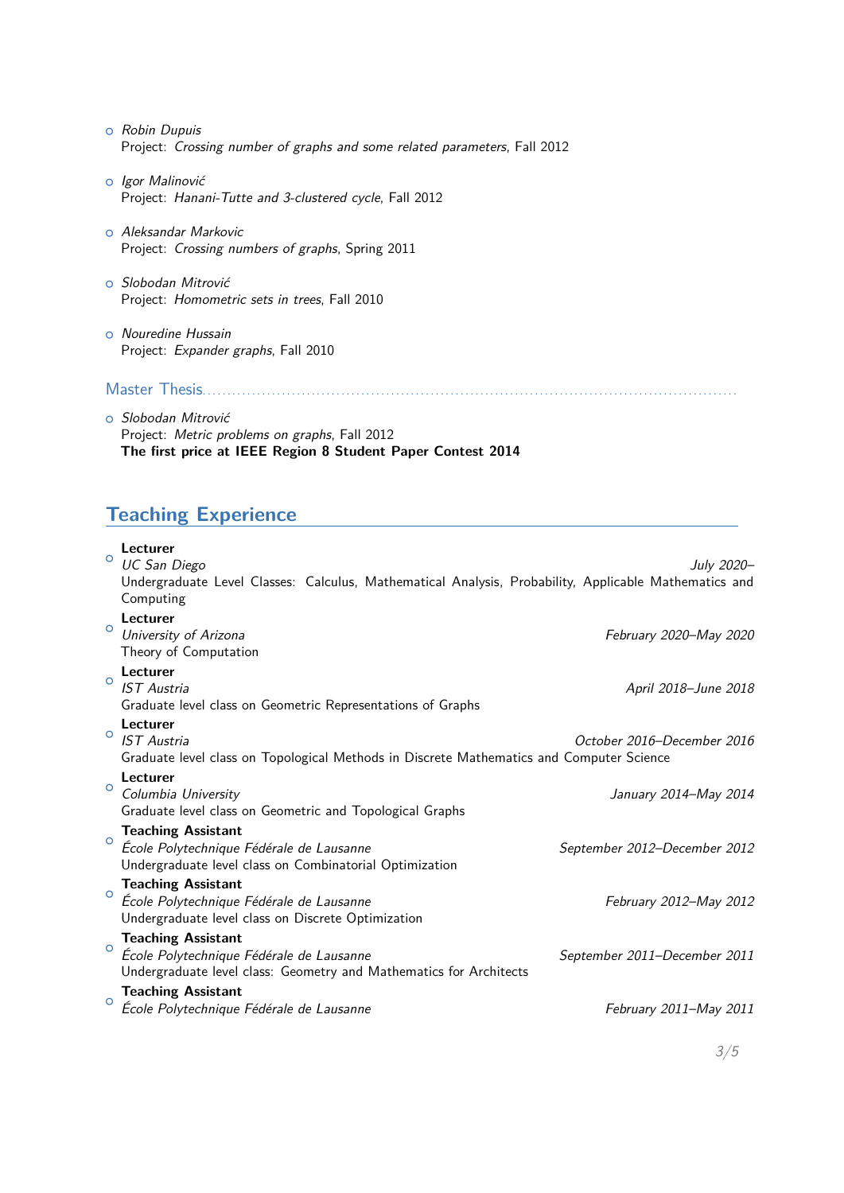- *Robin Dupuis*
  Project: *Crossing number of graphs and some related parameters*, Fall 2012

- *Igor Malinović*
  Project: *Hanani-Tutte and 3-clustered cycle*, Fall 2012

- *Aleksandar Markovic*
  Project: *Crossing numbers of graphs*, Spring 2011

- *Slobodan Mitrović*
  Project: *Homometric sets in trees*, Fall 2010

- *Nouredine Hussain*
  Project: *Expander graphs*, Fall 2010

### Master Thesis

- *Slobodan Mitrović*
  Project: *Metric problems on graphs*, Fall 2012
  **The first price at IEEE Region 8 Student Paper Contest 2014**

## Teaching Experience

- **Lecturer**
  *UC San Diego* — *July 2020–*
  Undergraduate Level Classes: Calculus, Mathematical Analysis, Probability, Applicable Mathematics and Computing

- **Lecturer**
  *University of Arizona* — *February 2020–May 2020*
  Theory of Computation

- **Lecturer**
  *IST Austria* — *April 2018–June 2018*
  Graduate level class on Geometric Representations of Graphs

- **Lecturer**
  *IST Austria* — *October 2016–December 2016*
  Graduate level class on Topological Methods in Discrete Mathematics and Computer Science

- **Lecturer**
  *Columbia University* — *January 2014–May 2014*
  Graduate level class on Geometric and Topological Graphs

- **Teaching Assistant**
  *École Polytechnique Fédérale de Lausanne* — *September 2012–December 2012*
  Undergraduate level class on Combinatorial Optimization

- **Teaching Assistant**
  *École Polytechnique Fédérale de Lausanne* — *February 2012–May 2012*
  Undergraduate level class on Discrete Optimization

- **Teaching Assistant**
  *École Polytechnique Fédérale de Lausanne* — *September 2011–December 2011*
  Undergraduate level class: Geometry and Mathematics for Architects

- **Teaching Assistant**
  *École Polytechnique Fédérale de Lausanne* — *February 2011–May 2011*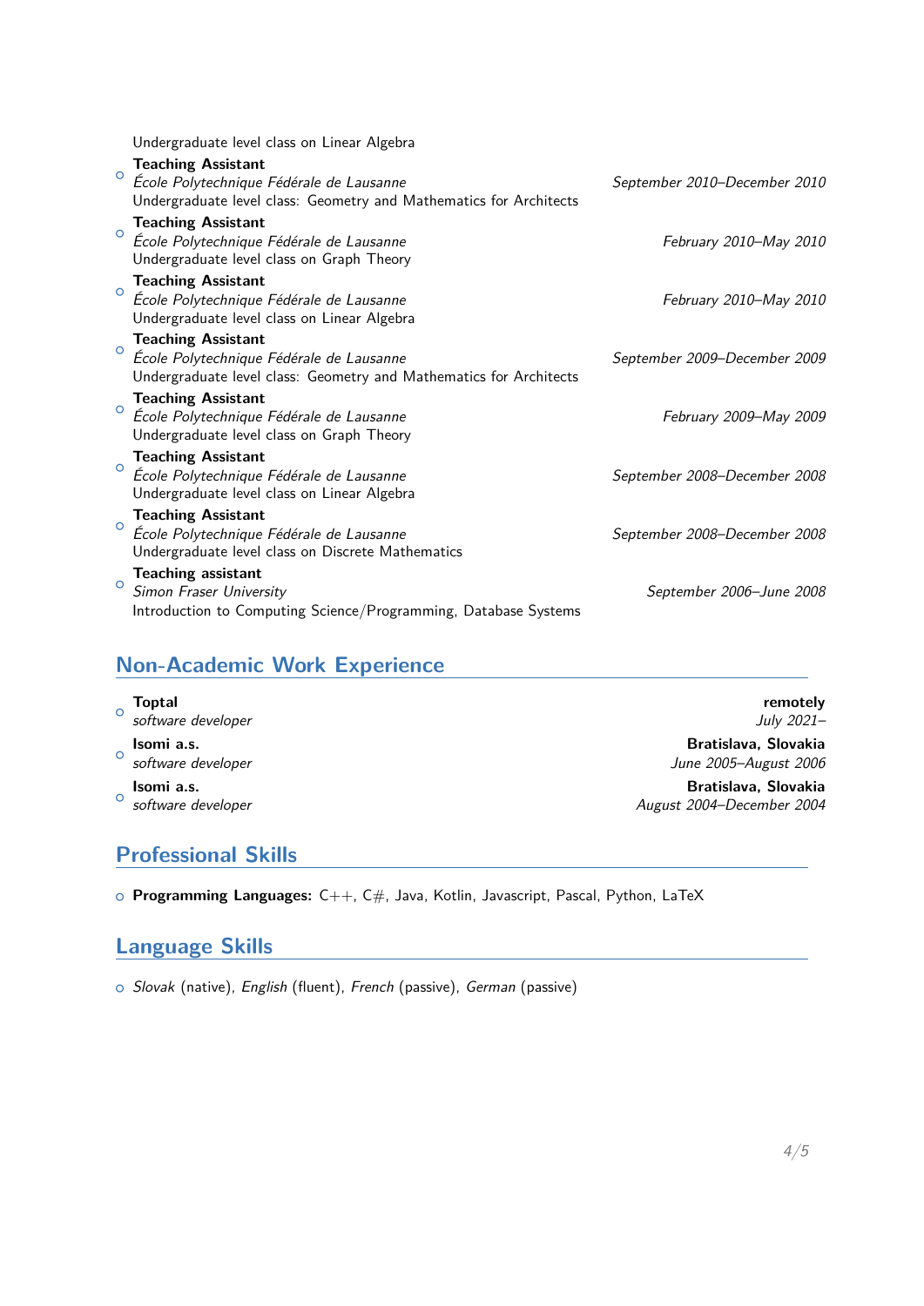Undergraduate level class on Linear Algebra

- **Teaching Assistant** — *September 2010–December 2010*
  *École Polytechnique Fédérale de Lausanne*
  Undergraduate level class: Geometry and Mathematics for Architects
- **Teaching Assistant** — *February 2010–May 2010*
  *École Polytechnique Fédérale de Lausanne*
  Undergraduate level class on Graph Theory
- **Teaching Assistant** — *February 2010–May 2010*
  *École Polytechnique Fédérale de Lausanne*
  Undergraduate level class on Linear Algebra
- **Teaching Assistant** — *September 2009–December 2009*
  *École Polytechnique Fédérale de Lausanne*
  Undergraduate level class: Geometry and Mathematics for Architects
- **Teaching Assistant** — *February 2009–May 2009*
  *École Polytechnique Fédérale de Lausanne*
  Undergraduate level class on Graph Theory
- **Teaching Assistant** — *September 2008–December 2008*
  *École Polytechnique Fédérale de Lausanne*
  Undergraduate level class on Linear Algebra
- **Teaching Assistant** — *September 2008–December 2008*
  *École Polytechnique Fédérale de Lausanne*
  Undergraduate level class on Discrete Mathematics
- **Teaching assistant** — *September 2006–June 2008*
  *Simon Fraser University*
  Introduction to Computing Science/Programming, Database Systems

## Non-Academic Work Experience

- **Toptal** — **remotely**
  *software developer* — *July 2021–*
- **Isomi a.s.** — **Bratislava, Slovakia**
  *software developer* — *June 2005–August 2006*
- **Isomi a.s.** — **Bratislava, Slovakia**
  *software developer* — *August 2004–December 2004*

## Professional Skills

- **Programming Languages:** C++, C#, Java, Kotlin, Javascript, Pascal, Python, LaTeX

## Language Skills

- *Slovak* (native), *English* (fluent), *French* (passive), *German* (passive)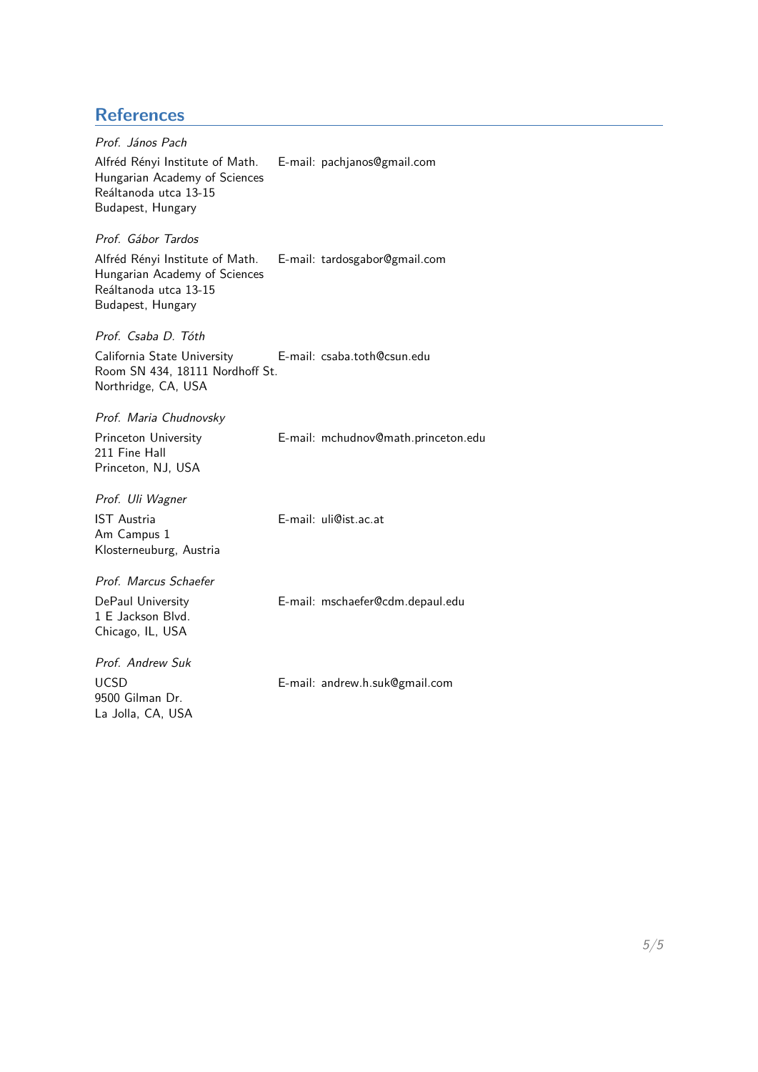## References

*Prof. János Pach*

Alfréd Rényi Institute of Math.
Hungarian Academy of Sciences
Reáltanoda utca 13-15
Budapest, Hungary

E-mail: pachjanos@gmail.com

*Prof. Gábor Tardos*

Alfréd Rényi Institute of Math.
Hungarian Academy of Sciences
Reáltanoda utca 13-15
Budapest, Hungary

E-mail: tardosgabor@gmail.com

*Prof. Csaba D. Tóth*

California State University
Room SN 434, 18111 Nordhoff St.
Northridge, CA, USA

E-mail: csaba.toth@csun.edu

*Prof. Maria Chudnovsky*

Princeton University
211 Fine Hall
Princeton, NJ, USA

E-mail: mchudnov@math.princeton.edu

*Prof. Uli Wagner*

IST Austria
Am Campus 1
Klosterneuburg, Austria

E-mail: uli@ist.ac.at

*Prof. Marcus Schaefer*

DePaul University
1 E Jackson Blvd.
Chicago, IL, USA

E-mail: mschaefer@cdm.depaul.edu

*Prof. Andrew Suk*

UCSD
9500 Gilman Dr.
La Jolla, CA, USA

E-mail: andrew.h.suk@gmail.com